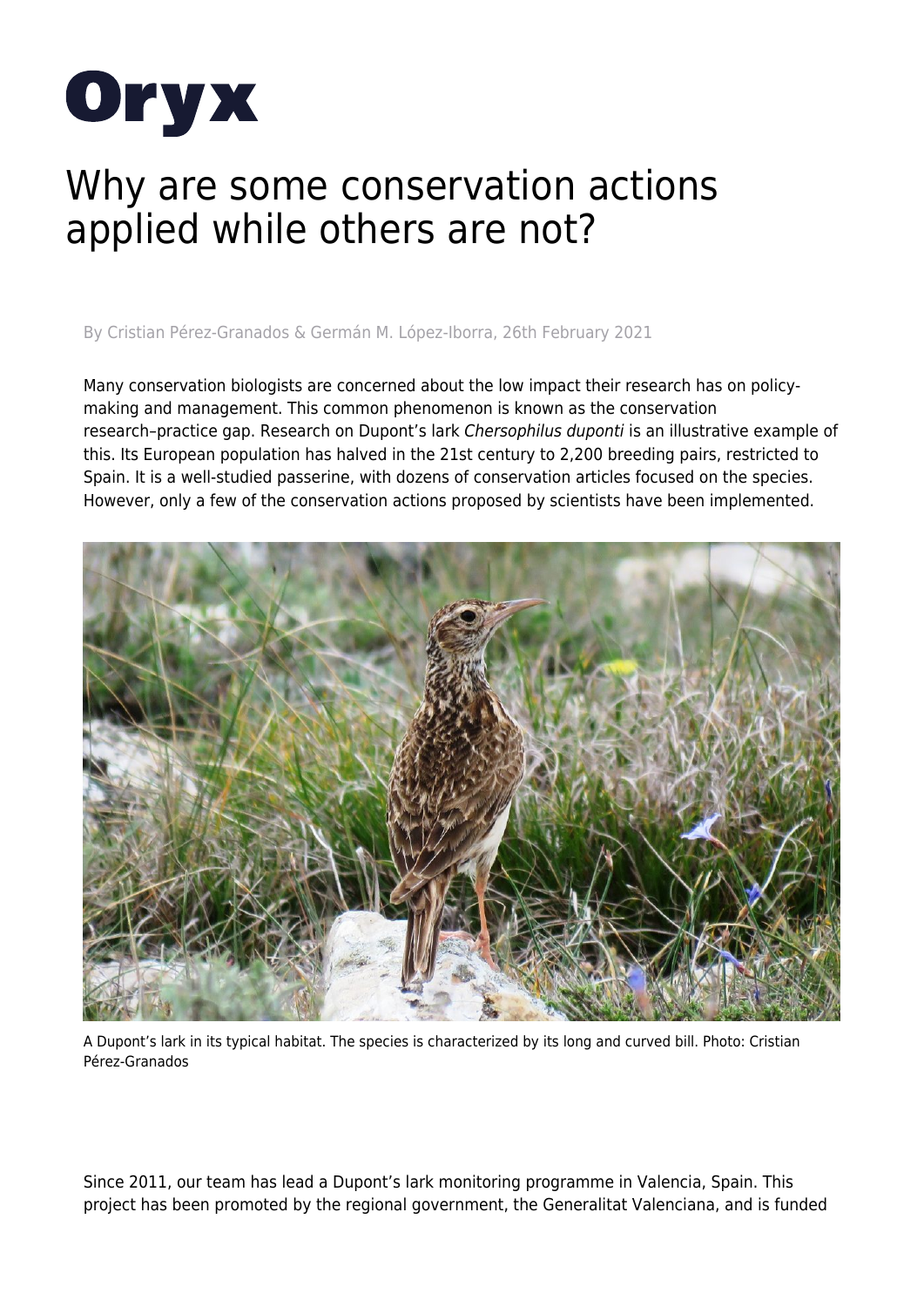# Oryx

# Why are some conservation actions applied while others are not?

By Cristian Pérez-Granados & Germán M. López-Iborra, 26th February 2021

Many conservation biologists are concerned about the low impact their research has on policy-making and management. This common phenomenon is known as the conservation research–practice gap. Research on Dupont's lark *Chersophilus duponti* is an illustrative example of this. Its European population has halved in the 21st century to 2,200 breeding pairs, restricted to Spain. It is a well-studied passerine, with dozens of conservation articles focused on the species. However, only a few of the conservation actions proposed by scientists have been implemented.

A Dupont's lark in its typical habitat. The species is characterized by its long and curved bill. Photo: Cristian Pérez-Granados

Since 2011, our team has lead a Dupont's lark monitoring programme in Valencia, Spain. This project has been promoted by the regional government, the Generalitat Valenciana, and is funded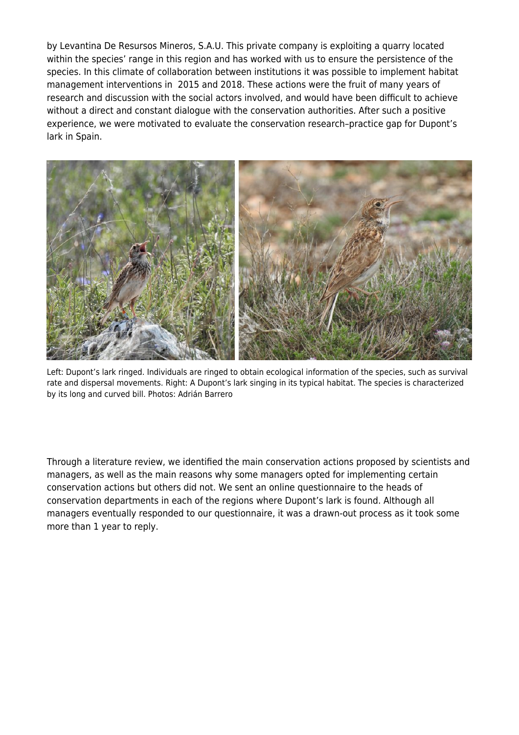by Levantina De Resursos Mineros, S.A.U. This private company is exploiting a quarry located within the species' range in this region and has worked with us to ensure the persistence of the species. In this climate of collaboration between institutions it was possible to implement habitat management interventions in 2015 and 2018. These actions were the fruit of many years of research and discussion with the social actors involved, and would have been difficult to achieve without a direct and constant dialogue with the conservation authorities. After such a positive experience, we were motivated to evaluate the conservation research–practice gap for Dupont's lark in Spain.

Left: Dupont's lark ringed. Individuals are ringed to obtain ecological information of the species, such as survival rate and dispersal movements. Right: A Dupont's lark singing in its typical habitat. The species is characterized by its long and curved bill. Photos: Adrián Barrero

Through a literature review, we identified the main conservation actions proposed by scientists and managers, as well as the main reasons why some managers opted for implementing certain conservation actions but others did not. We sent an online questionnaire to the heads of conservation departments in each of the regions where Dupont's lark is found. Although all managers eventually responded to our questionnaire, it was a drawn-out process as it took some more than 1 year to reply.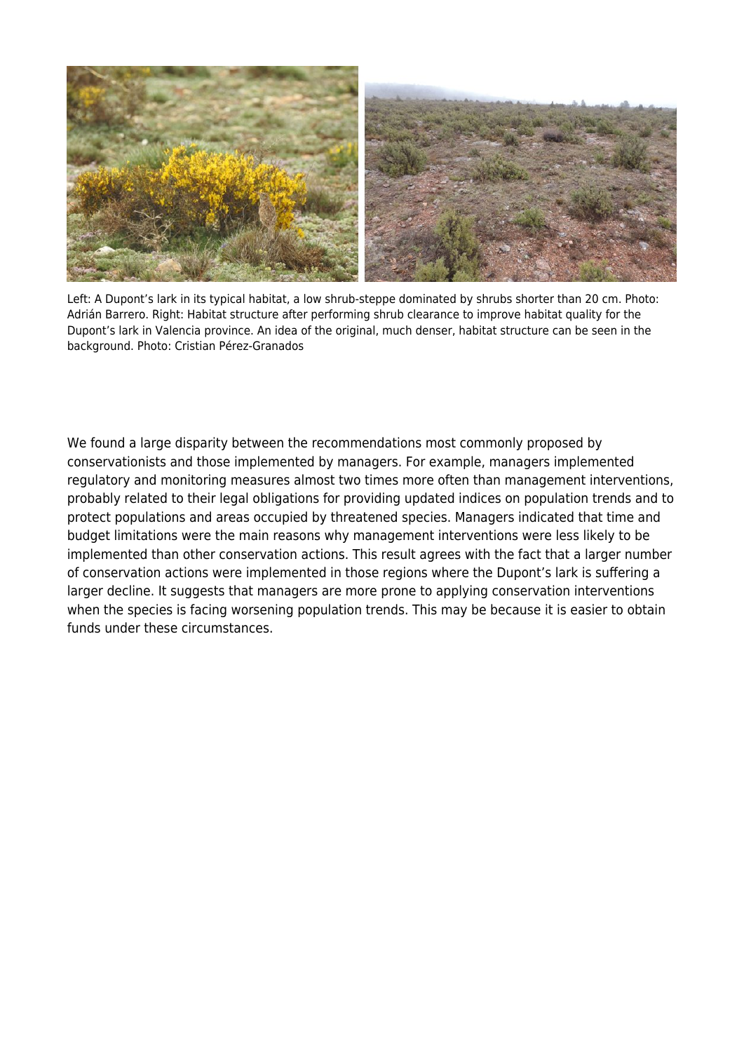Left: A Dupont's lark in its typical habitat, a low shrub-steppe dominated by shrubs shorter than 20 cm. Photo: Adrián Barrero. Right: Habitat structure after performing shrub clearance to improve habitat quality for the Dupont's lark in Valencia province. An idea of the original, much denser, habitat structure can be seen in the background. Photo: Cristian Pérez-Granados

We found a large disparity between the recommendations most commonly proposed by conservationists and those implemented by managers. For example, managers implemented regulatory and monitoring measures almost two times more often than management interventions, probably related to their legal obligations for providing updated indices on population trends and to protect populations and areas occupied by threatened species. Managers indicated that time and budget limitations were the main reasons why management interventions were less likely to be implemented than other conservation actions. This result agrees with the fact that a larger number of conservation actions were implemented in those regions where the Dupont's lark is suffering a larger decline. It suggests that managers are more prone to applying conservation interventions when the species is facing worsening population trends. This may be because it is easier to obtain funds under these circumstances.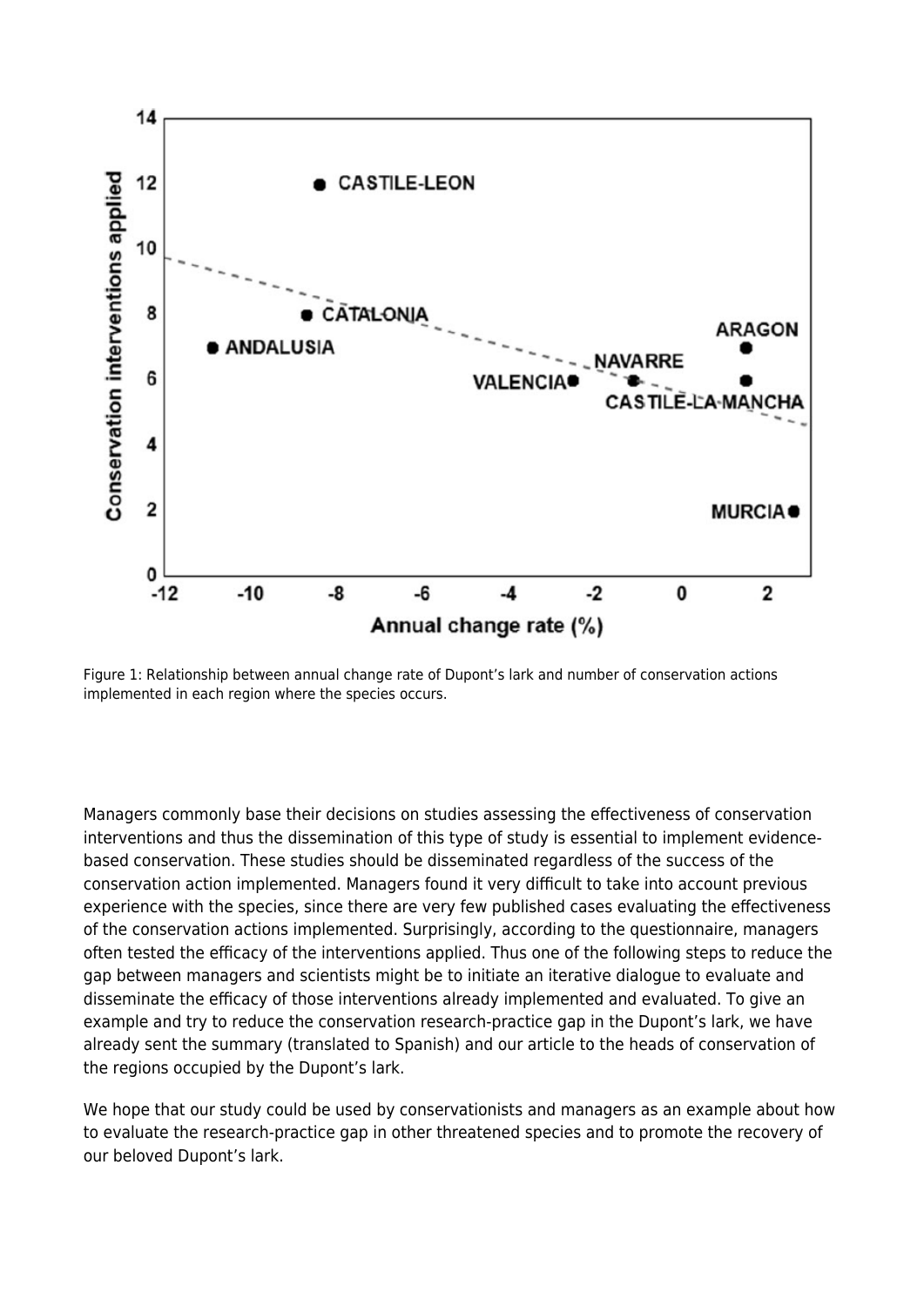Figure 1: Relationship between annual change rate of Dupont's lark and number of conservation actions implemented in each region where the species occurs.

Managers commonly base their decisions on studies assessing the effectiveness of conservation interventions and thus the dissemination of this type of study is essential to implement evidence-based conservation. These studies should be disseminated regardless of the success of the conservation action implemented. Managers found it very difficult to take into account previous experience with the species, since there are very few published cases evaluating the effectiveness of the conservation actions implemented. Surprisingly, according to the questionnaire, managers often tested the efficacy of the interventions applied. Thus one of the following steps to reduce the gap between managers and scientists might be to initiate an iterative dialogue to evaluate and disseminate the efficacy of those interventions already implemented and evaluated. To give an example and try to reduce the conservation research-practice gap in the Dupont's lark, we have already sent the summary (translated to Spanish) and our article to the heads of conservation of the regions occupied by the Dupont's lark.

We hope that our study could be used by conservationists and managers as an example about how to evaluate the research-practice gap in other threatened species and to promote the recovery of our beloved Dupont's lark.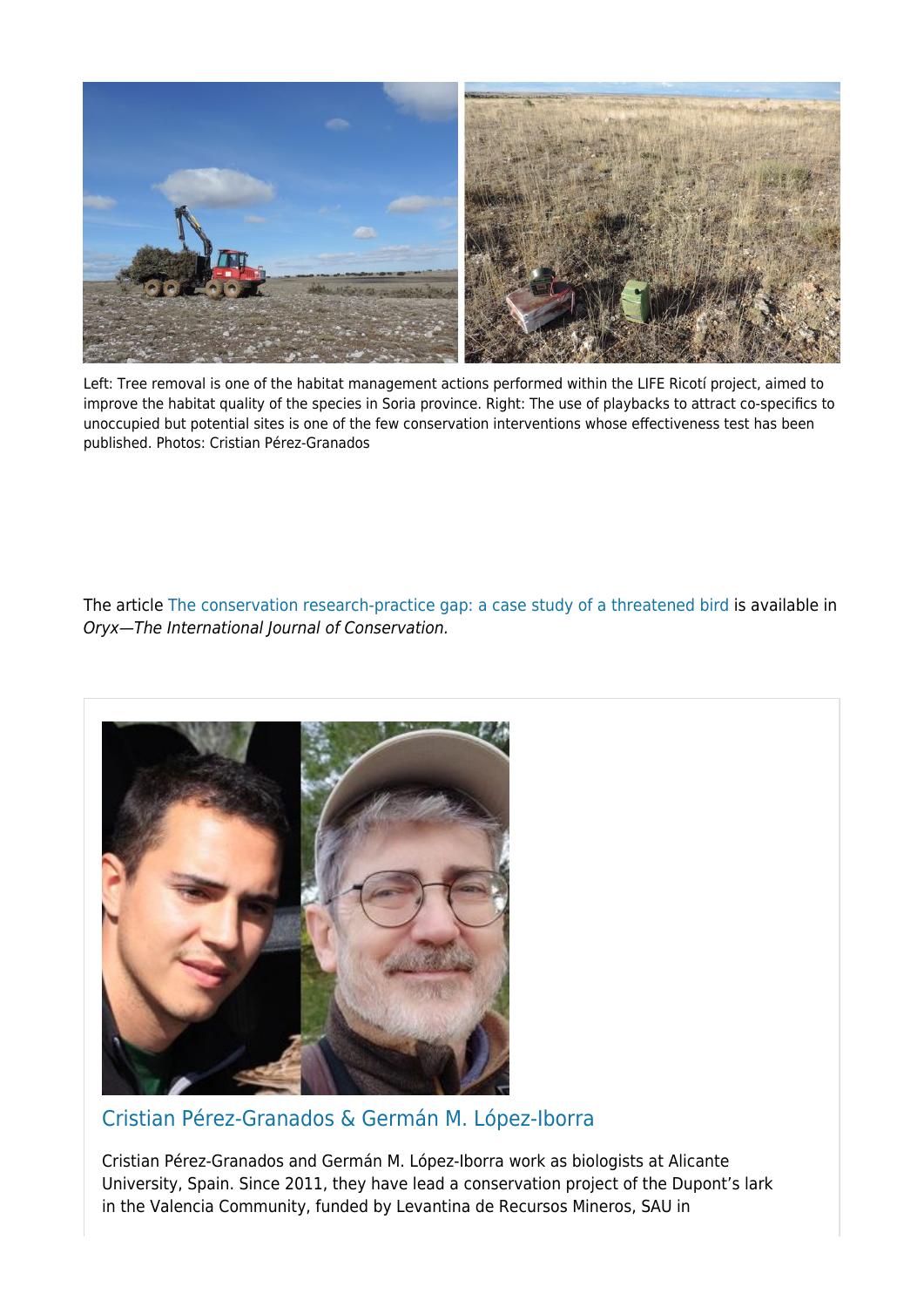Left: Tree removal is one of the habitat management actions performed within the LIFE Ricotí project, aimed to improve the habitat quality of the species in Soria province. Right: The use of playbacks to attract co-specifics to unoccupied but potential sites is one of the few conservation interventions whose effectiveness test has been published. Photos: Cristian Pérez-Granados

The article The conservation research-practice gap: a case study of a threatened bird is available in *Oryx—The International Journal of Conservation.*

## Cristian Pérez-Granados & Germán M. López-Iborra

Cristian Pérez-Granados and Germán M. López-Iborra work as biologists at Alicante University, Spain. Since 2011, they have lead a conservation project of the Dupont's lark in the Valencia Community, funded by Levantina de Recursos Mineros, SAU in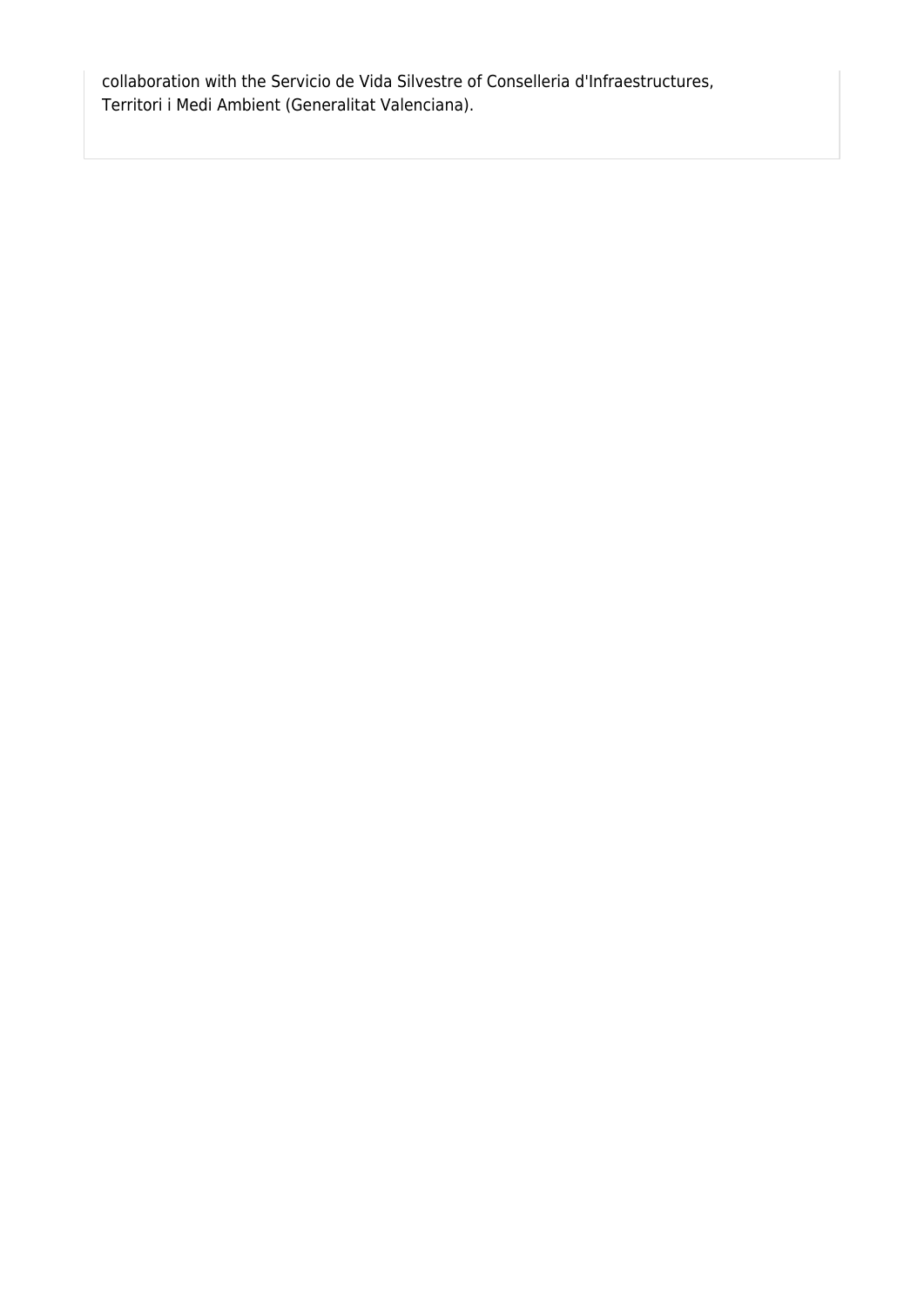collaboration with the Servicio de Vida Silvestre of Conselleria d'Infraestructures, Territori i Medi Ambient (Generalitat Valenciana).